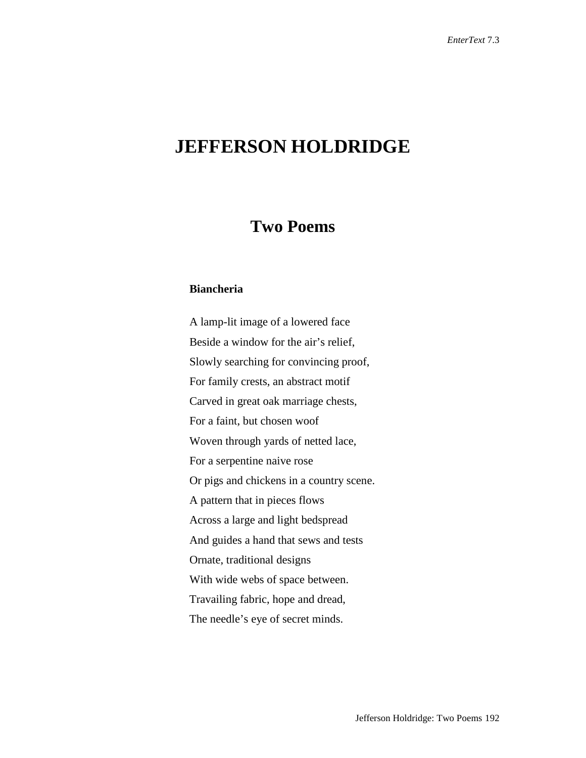# JEFFERSON HOLDRIDGE

## Two Poems

### Biancheria

A lamp-lit image of a lowered face  
Beside a window for the air's relief,  
Slowly searching for convincing proof,  
For family crests, an abstract motif  
Carved in great oak marriage chests,  
For a faint, but chosen woof  
Woven through yards of netted lace,  
For a serpentine naive rose  
Or pigs and chickens in a country scene.  
A pattern that in pieces flows  
Across a large and light bedspread  
And guides a hand that sews and tests  
Ornate, traditional designs  
With wide webs of space between.  
Travailing fabric, hope and dread,  
The needle's eye of secret minds.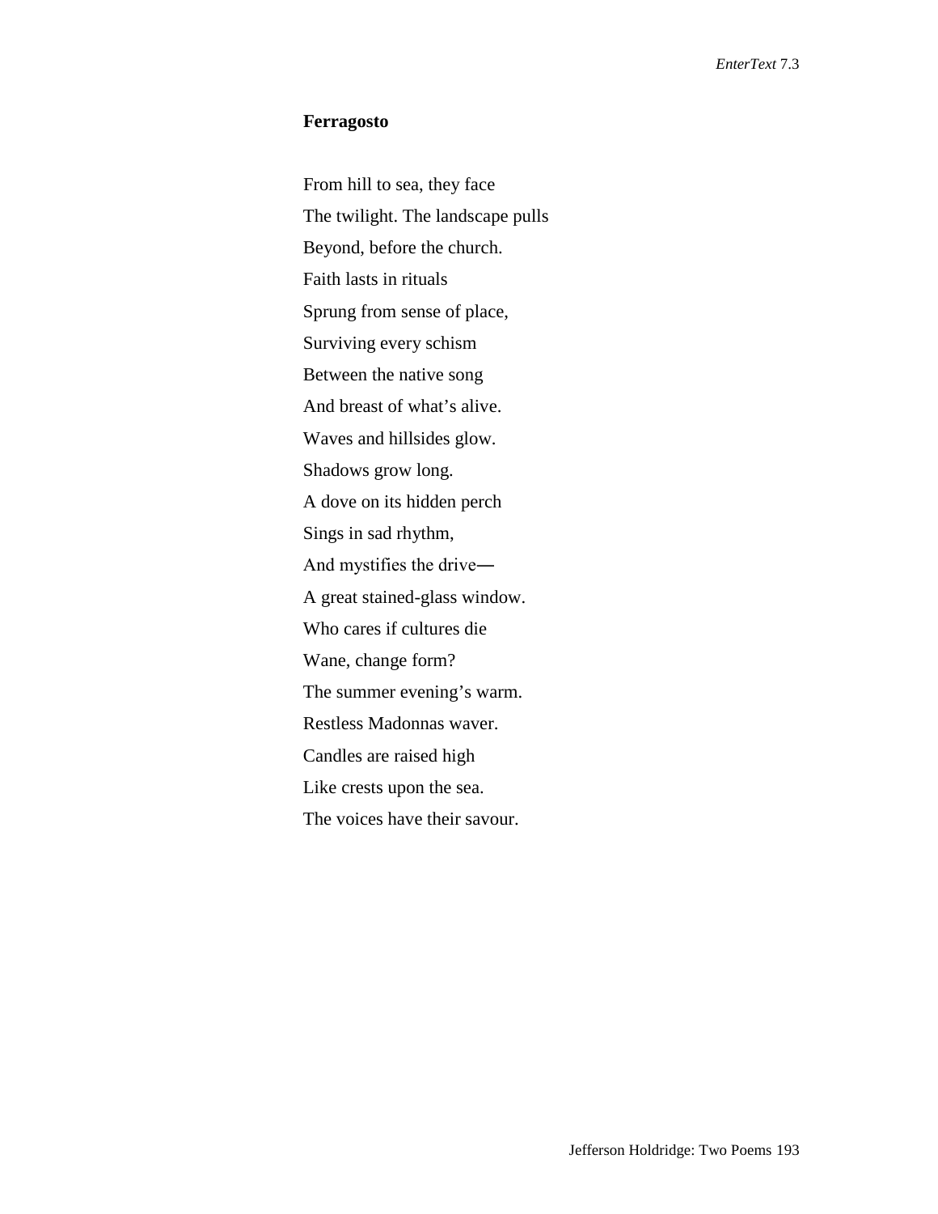**Ferragosto**

From hill to sea, they face  
The twilight. The landscape pulls  
Beyond, before the church.  
Faith lasts in rituals  
Sprung from sense of place,  
Surviving every schism  
Between the native song  
And breast of what's alive.  
Waves and hillsides glow.  
Shadows grow long.  
A dove on its hidden perch  
Sings in sad rhythm,  
And mystifies the drive—  
A great stained-glass window.  
Who cares if cultures die  
Wane, change form?  
The summer evening's warm.  
Restless Madonnas waver.  
Candles are raised high  
Like crests upon the sea.  
The voices have their savour.